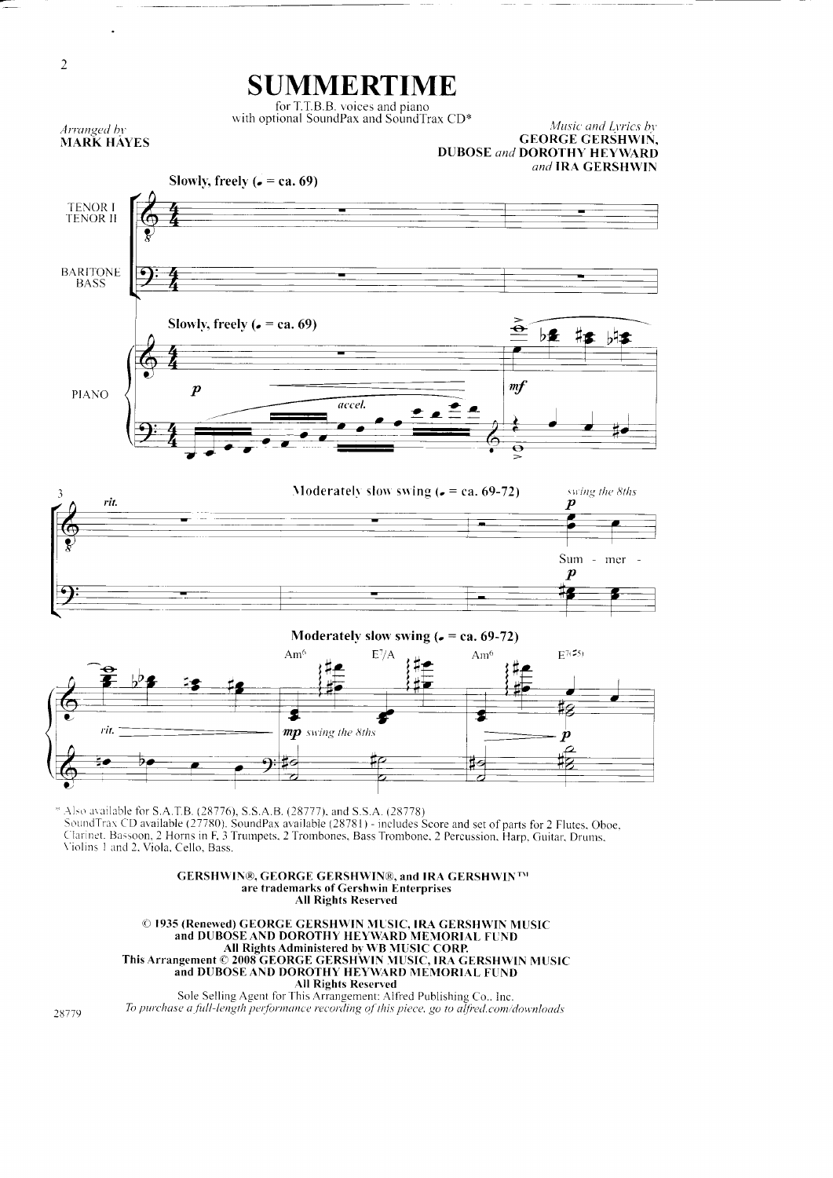# SUMMERTIME

for T.T.B.B. voices and piano
with optional SoundPax and SoundTrax CD*

*Arranged by*
**MARK HAYES**

*Music and Lyrics by*
**GEORGE GERSHWIN, DUBOSE** *and* **DOROTHY HEYWARD** *and* **IRA GERSHWIN**

\* Also available for S.A.T.B. (28776), S.S.A.B. (28777), and S.S.A. (28778)
SoundTrax CD available (27780). SoundPax available (28781) - includes Score and set of parts for 2 Flutes, Oboe, Clarinet, Bassoon, 2 Horns in F, 3 Trumpets, 2 Trombones, Bass Trombone, 2 Percussion, Harp, Guitar, Drums, Violins 1 and 2, Viola, Cello, Bass.

**GERSHWIN®, GEORGE GERSHWIN®, and IRA GERSHWIN™ are trademarks of Gershwin Enterprises**
**All Rights Reserved**

**© 1935 (Renewed) GEORGE GERSHWIN MUSIC, IRA GERSHWIN MUSIC and DUBOSE AND DOROTHY HEYWARD MEMORIAL FUND**
**All Rights Administered by WB MUSIC CORP.**
**This Arrangement © 2008 GEORGE GERSHWIN MUSIC, IRA GERSHWIN MUSIC and DUBOSE AND DOROTHY HEYWARD MEMORIAL FUND**
**All Rights Reserved**
Sole Selling Agent for This Arrangement: Alfred Publishing Co., Inc.
*To purchase a full-length performance recording of this piece, go to alfred.com/downloads*

28779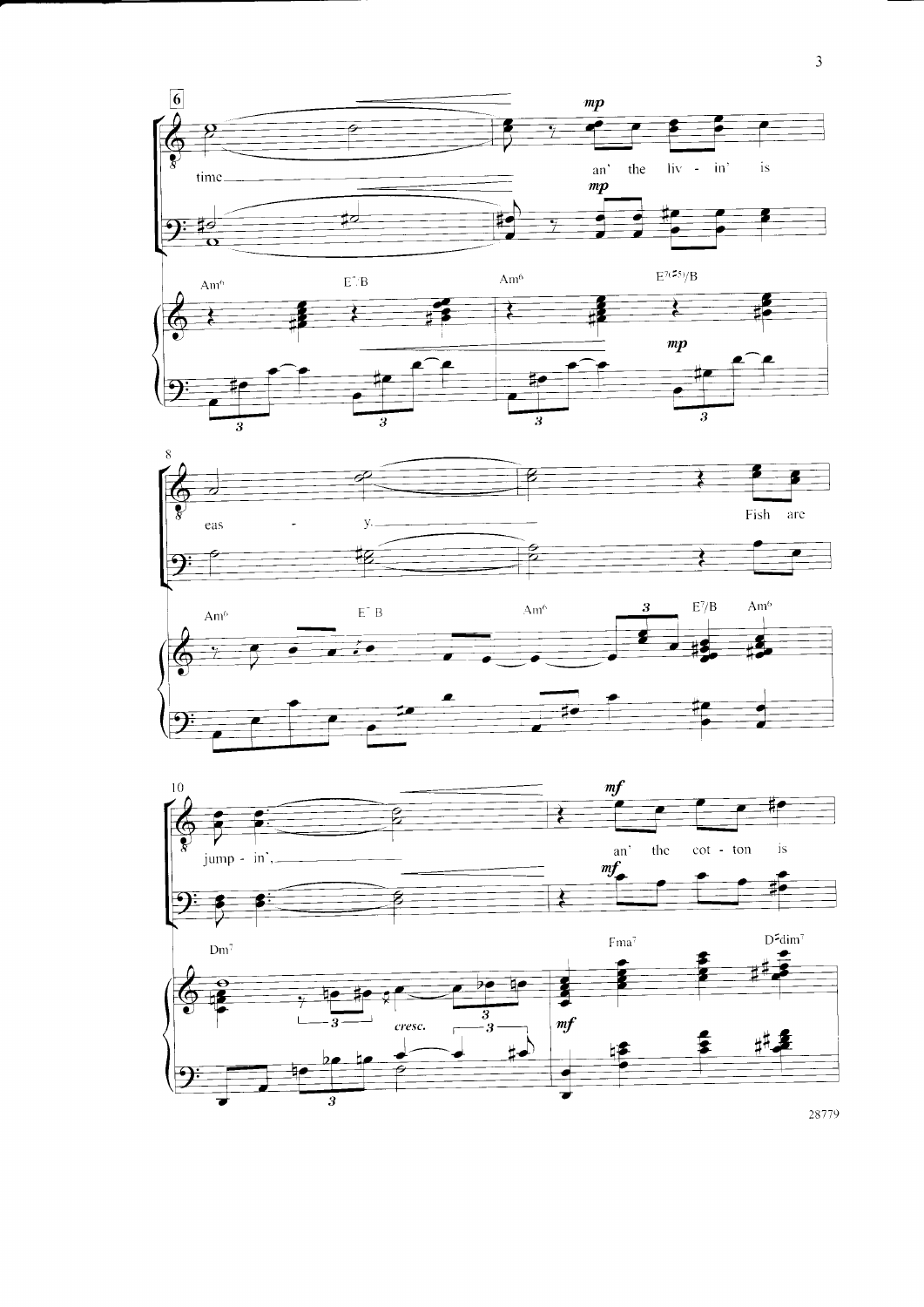6

time an' the liv - in' is

Am6 E7/B Am6 E7(♯5)/B

8

eas - y. Fish are

Am6 E7/B Am6 E7/B Am6

10

jump - in', an' the cot - ton is

Dm7 Fma7 D♯dim7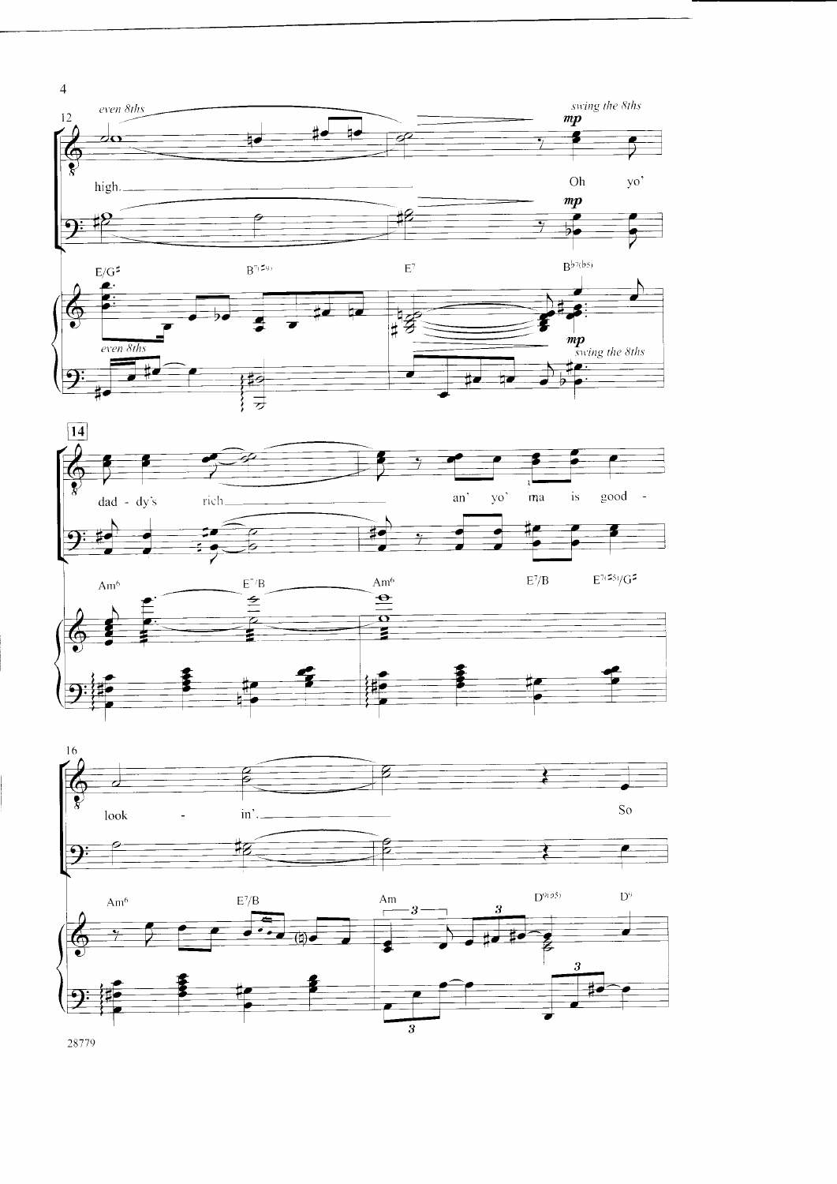*even 8ths* — *swing the 8ths*

*mp*

high. Oh yo'

E/G♯ — B7(♯9) — E7 — B♭7(♭5)

dad - dy's rich an' yo' ma is good -

Am6 — E7/B — Am6 — E7/B — E7(♯5)/G♯

look - in'. So

Am6 — E7/B — Am — D9(♯5) — D9

28779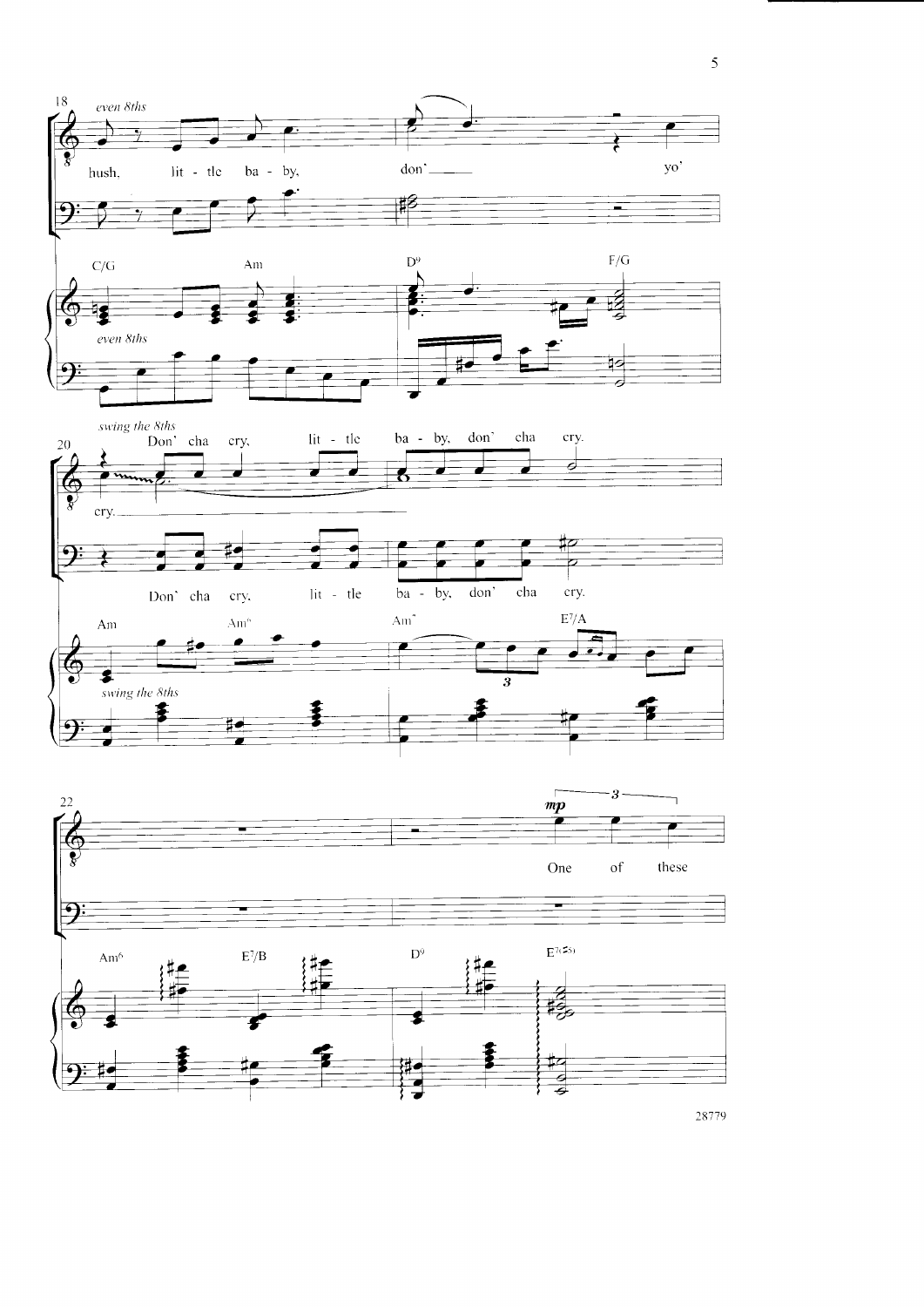18 *even 8ths*

hush, lit - tle ba - by, don' ___ yo'

C/G Am D9 F/G

*even 8ths*

*swing the 8ths*

20

Don' cha cry, lit - tle ba - by, don' cha cry.

cry. ___

Don' cha cry, lit - tle ba - by, don' cha cry.

Am Am6 Am7 E7/A

*swing the 8ths*

22

*mp*

One of these

Am6 E7/B D9 E7(♯5)

28779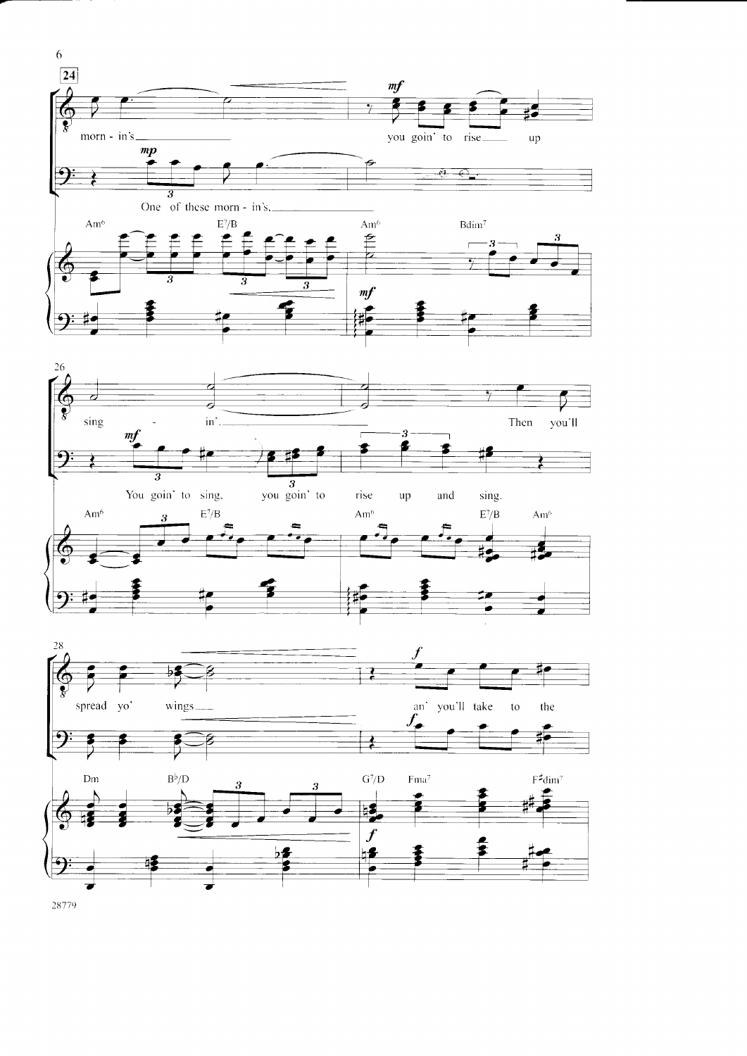**24**

morn - in's\_\_\_\_\_\_ you goin' to rise\_\_\_ up

One of these morn - in's,\_\_\_\_\_\_

Am6 E7/B Am6 Bdim7

26

sing - in'.\_\_\_\_\_\_ Then you'll

You goin' to sing, you goin' to rise up and sing.

Am6 E7/B Am6 E7/B Am6

28

spread yo' wings\_\_\_ an' you'll take to the

Dm B♭/D G7/D Fma7 F♯dim7

28779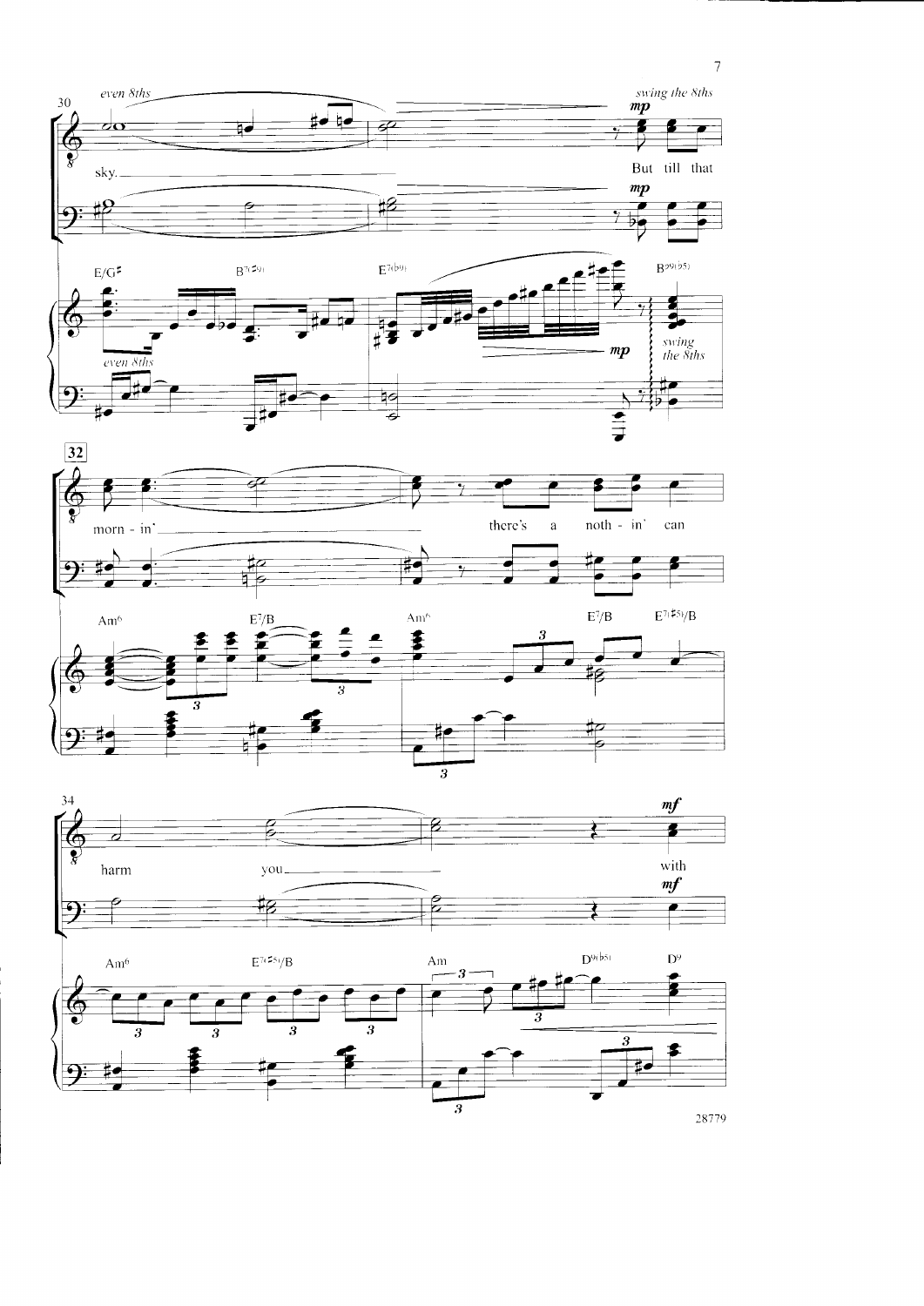30 *even 8ths* *swing the 8ths*

*mp*

sky. But till that

E/G♯ B7(♯9) E7(♭9) B♭9(♭5)

*even 8ths* *mp* *swing the 8ths*

**32**

morn - in' there's a noth - in' can

Am6 E7/B Am6 E7/B E7(♯5)/B

34

harm you with

*mf*

Am6 E7(♯5)/B Am D9(♭5) D9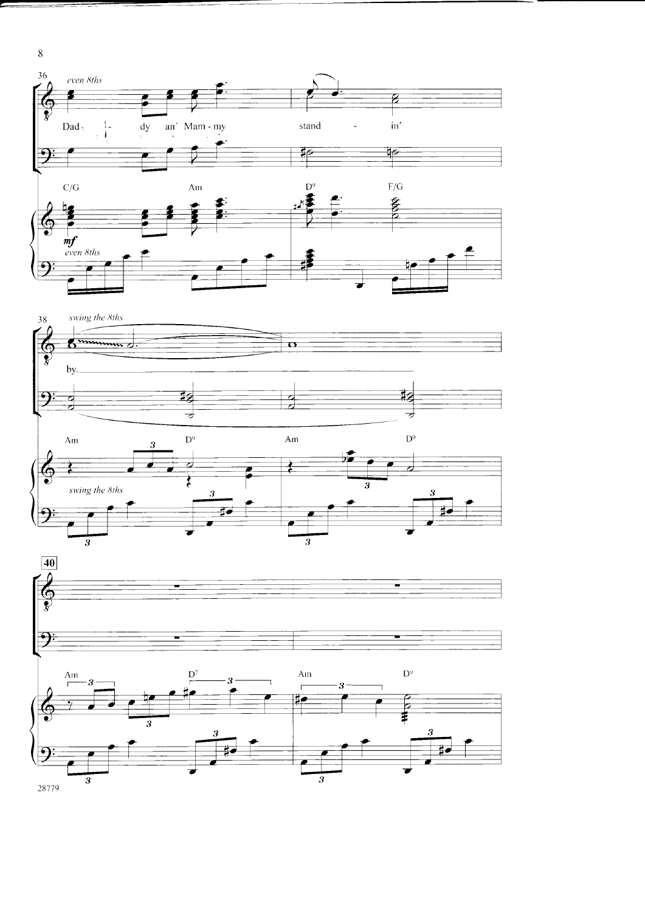36 *even 8ths*

Dad - dy an' Mam - my stand - in'

C/G Am D9 F/G

*mf*

*even 8ths*

38 *swing the 8ths*

by.

Am D9 Am D9

*swing the 8ths*

**40**

Am D7 Am D9

28779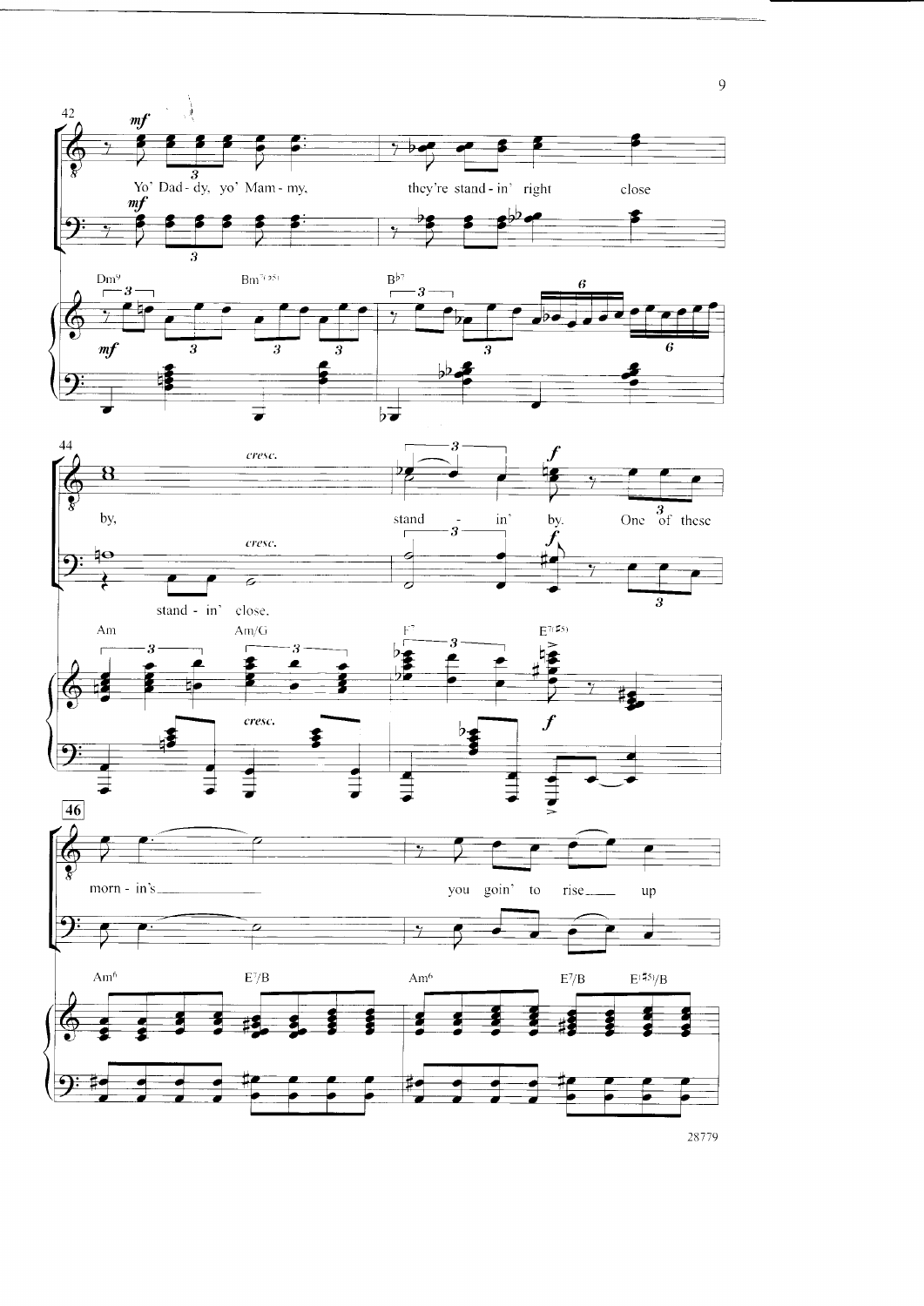42

*mf*

Yo' Dad - dy, yo' Mam - my, they're stand - in' right close

Dm9 Bm7(♭5) B♭7

44

*cresc.*

by, stand - in' by. One of these

stand - in' close.

Am Am/G F7 E7(♯5)

46

morn - in's you goin' to rise up

Am6 E7/B Am6 E7/B E(♯5)/B

28779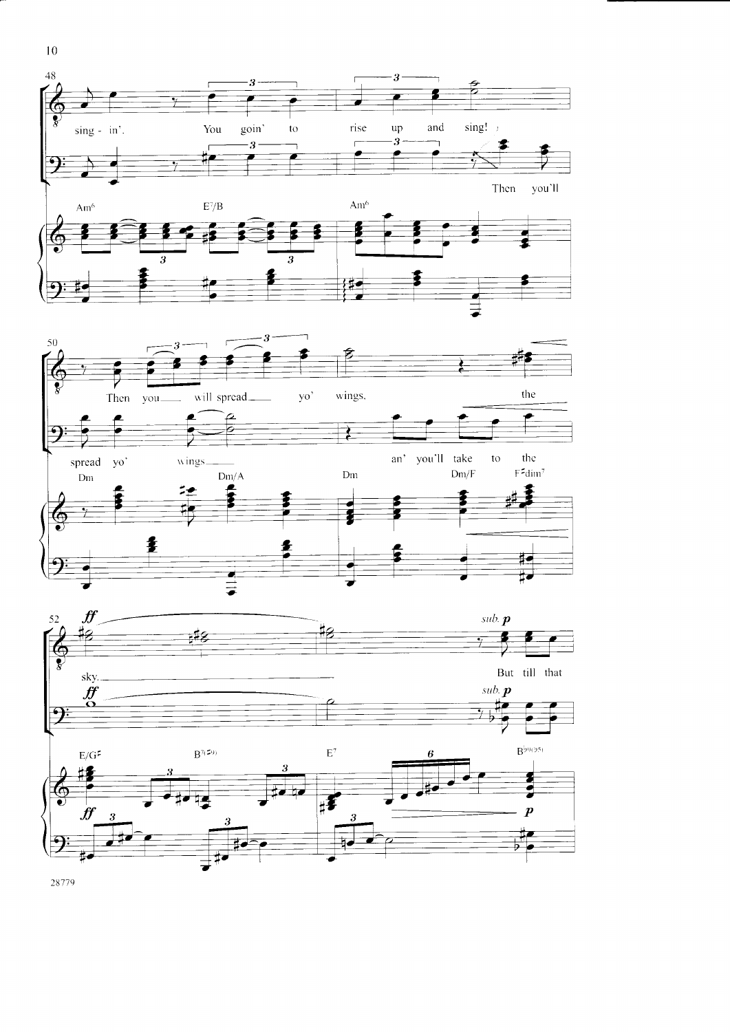48

sing - in'. You goin' to rise up and sing!

Then you'll

Am6 E7/B Am6

50

Then you will spread yo' wings, the

spread yo' wings an' you'll take to the

Dm Dm/A Dm Dm/F F♯dim7

52

*ff* *sub.* ***p***

sky. But till that

E/G♯ B7(♯9) E7 B♭9(♭5)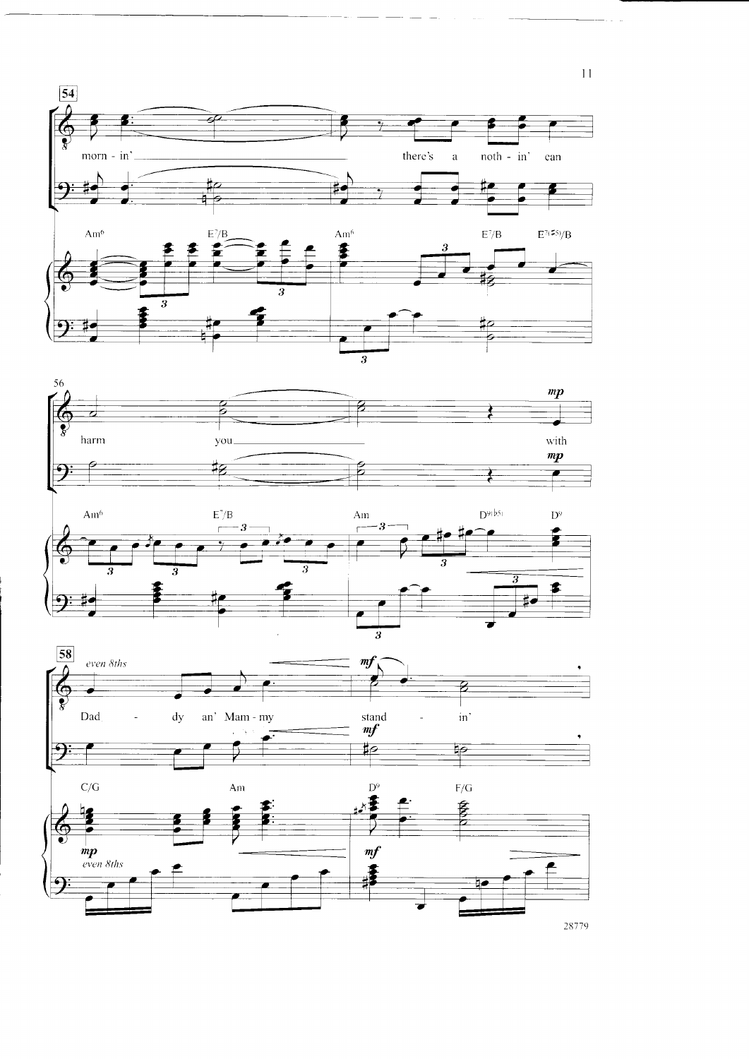54

morn - in' there's a noth - in' can

Am6 E7/B Am6 E7/B E7(♯5)/B

56

harm you with

*mp*

Am6 E7/B Am D9(♭5) D9

58

*even 8ths*

Dad - dy an' Mam - my stand - in'

*mf*

C/G Am D9 F/G

*mp*

*even 8ths*

28779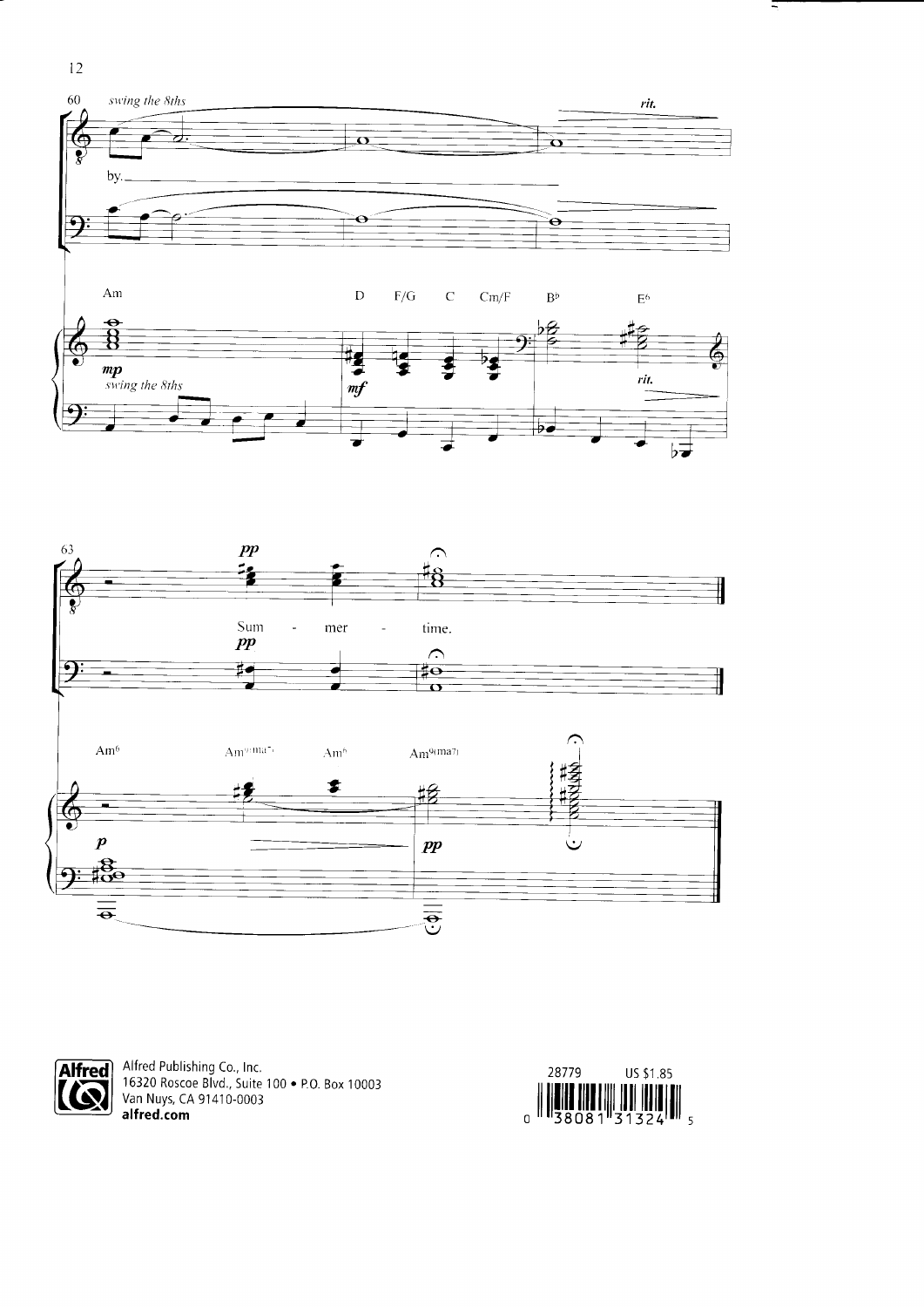Alfred Publishing Co., Inc.
16320 Roscoe Blvd., Suite 100 • P.O. Box 10003
Van Nuys, CA 91410-0003
**alfred.com**

28779 US $1.85

0 38081 31324 5